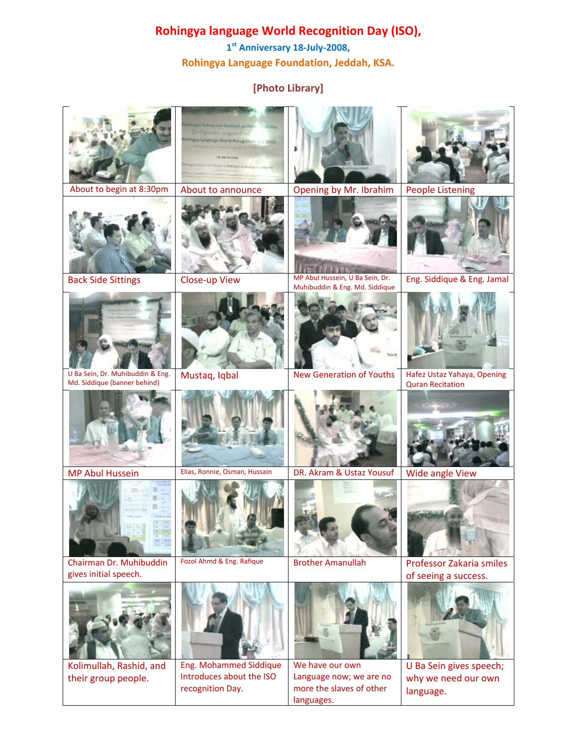# Rohingya language World Recognition Day (ISO),

### 1st Anniversary 18-July-2008,

### Rohingya Language Foundation, Jeddah, KSA.

## [Photo Library]

| | | | |
|---|---|---|---|
| About to begin at 8:30pm | About to announce | Opening by Mr. Ibrahim | People Listening |
| Back Side Sittings | Close-up View | MP Abul Hussein, U Ba Sein, Dr. Muhibuddin & Eng. Md. Siddique | Eng. Siddique & Eng. Jamal |
| U Ba Sein, Dr. Muhibuddin & Eng. Md. Siddique (banner behind) | Mustaq, Iqbal | New Generation of Youths | Hafez Ustaz Yahaya, Opening Quran Recitation |
| MP Abul Hussein | Elias, Ronnie, Osman, Hussain | DR. Akram & Ustaz Yousuf | Wide angle View |
| Chairman Dr. Muhibuddin gives initial speech. | Fozol Ahmd & Eng. Rafique | Brother Amanullah | Professor Zakaria smiles of seeing a success. |
| Kolimullah, Rashid, and their group people. | Eng. Mohammed Siddique Introduces about the ISO recognition Day. | We have our own Language now; we are no more the slaves of other languages. | U Ba Sein gives speech; why we need our own language. |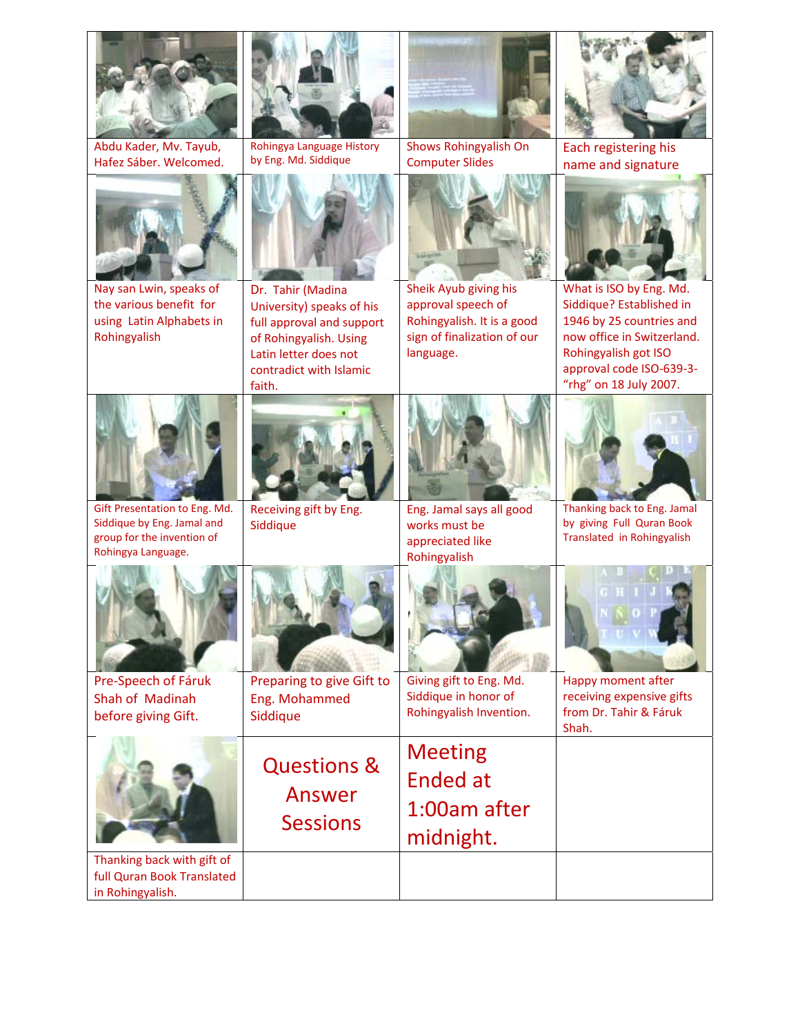| | | | |
|---|---|---|---|
| Abdu Kader, Mv. Tayub, Hafez Sáber. Welcomed. | Rohingya Language History by Eng. Md. Siddique | Shows Rohingyalish On Computer Slides | Each registering his name and signature |
| Nay san Lwin, speaks of the various benefit for using Latin Alphabets in Rohingyalish | Dr. Tahir (Madina University) speaks of his full approval and support of Rohingyalish. Using Latin letter does not contradict with Islamic faith. | Sheik Ayub giving his approval speech of Rohingyalish. It is a good sign of finalization of our language. | What is ISO by Eng. Md. Siddique? Established in 1946 by 25 countries and now office in Switzerland. Rohingyalish got ISO approval code ISO-639-3-"rhg" on 18 July 2007. |
| Gift Presentation to Eng. Md. Siddique by Eng. Jamal and group for the invention of Rohingya Language. | Receiving gift by Eng. Siddique | Eng. Jamal says all good works must be appreciated like Rohingyalish | Thanking back to Eng. Jamal by giving Full Quran Book Translated in Rohingyalish |
| Pre-Speech of Fáruk Shah of Madinah before giving Gift. | Preparing to give Gift to Eng. Mohammed Siddique | Giving gift to Eng. Md. Siddique in honor of Rohingyalish Invention. | Happy moment after receiving expensive gifts from Dr. Tahir & Fáruk Shah. |
| Thanking back with gift of full Quran Book Translated in Rohingyalish. | Questions & Answer Sessions | Meeting Ended at 1:00am after midnight. | |